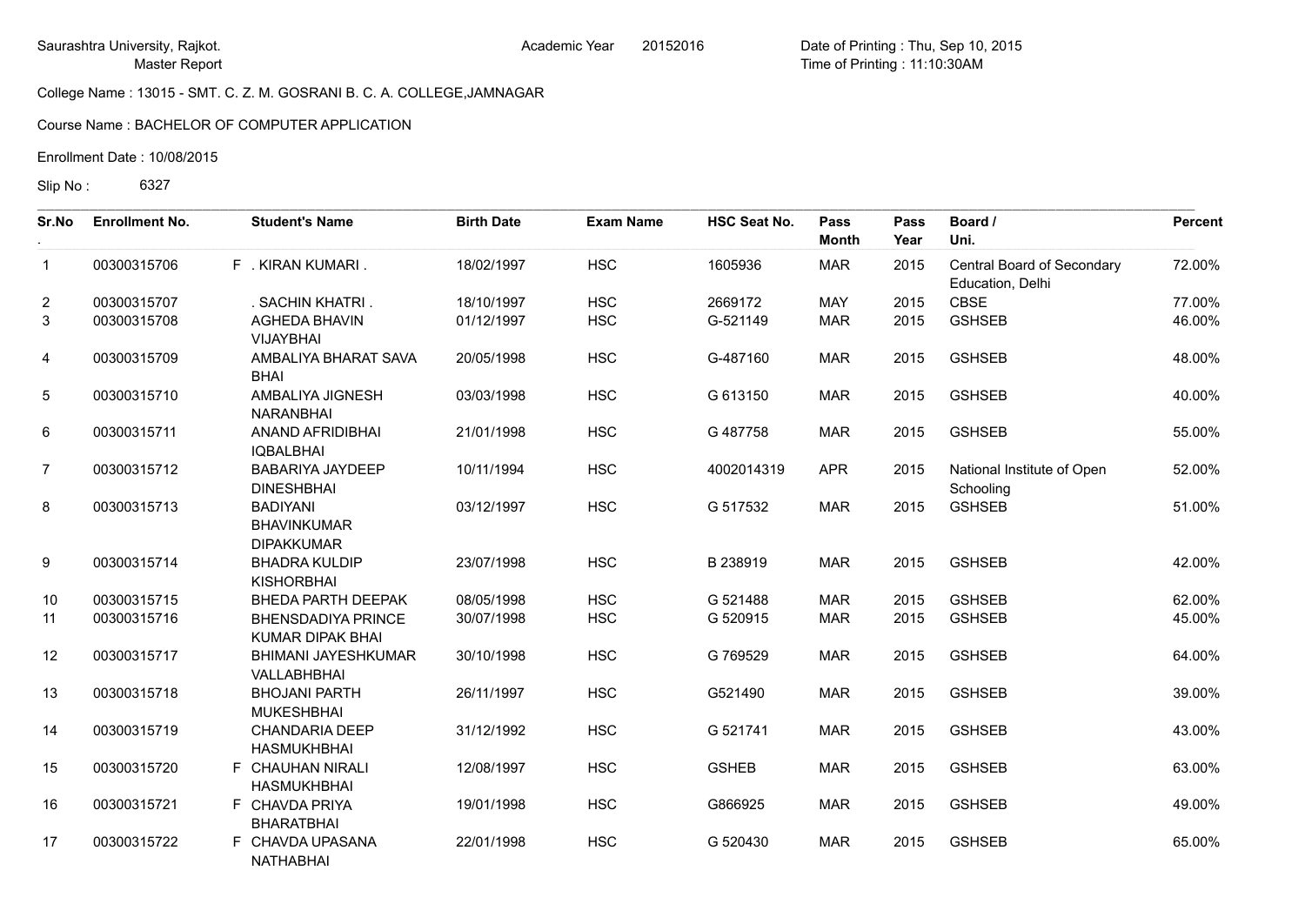Saurashtra University, Rajkot.
Master Report

Academic Year 20152016

Date of Printing : Thu, Sep 10, 2015
Time of Printing : 11:10:30AM

College Name : 13015 - SMT. C. Z. M. GOSRANI B. C. A. COLLEGE,JAMNAGAR

Course Name : BACHELOR OF COMPUTER APPLICATION

Enrollment Date : 10/08/2015

Slip No : 6327

| Sr.No. | Enrollment No. | | Student's Name | Birth Date | Exam Name | HSC Seat No. | Pass Month | Pass Year | Board / Uni. | Percent |
|---|---|---|---|---|---|---|---|---|---|---|
| 1 | 00300315706 | F | . KIRAN KUMARI . | 18/02/1997 | HSC | 1605936 | MAR | 2015 | Central Board of Secondary Education, Delhi | 72.00% |
| 2 | 00300315707 | | . SACHIN KHATRI . | 18/10/1997 | HSC | 2669172 | MAY | 2015 | CBSE | 77.00% |
| 3 | 00300315708 | | AGHEDA BHAVIN VIJAYBHAI | 01/12/1997 | HSC | G-521149 | MAR | 2015 | GSHSEB | 46.00% |
| 4 | 00300315709 | | AMBALIYA BHARAT SAVA BHAI | 20/05/1998 | HSC | G-487160 | MAR | 2015 | GSHSEB | 48.00% |
| 5 | 00300315710 | | AMBALIYA JIGNESH NARANBHAI | 03/03/1998 | HSC | G 613150 | MAR | 2015 | GSHSEB | 40.00% |
| 6 | 00300315711 | | ANAND AFRIDIBHAI IQBALBHAI | 21/01/1998 | HSC | G 487758 | MAR | 2015 | GSHSEB | 55.00% |
| 7 | 00300315712 | | BABARIYA JAYDEEP DINESHBHAI | 10/11/1994 | HSC | 4002014319 | APR | 2015 | National Institute of Open Schooling | 52.00% |
| 8 | 00300315713 | | BADIYANI BHAVINKUMAR DIPAKKUMAR | 03/12/1997 | HSC | G 517532 | MAR | 2015 | GSHSEB | 51.00% |
| 9 | 00300315714 | | BHADRA KULDIP KISHORBHAI | 23/07/1998 | HSC | B 238919 | MAR | 2015 | GSHSEB | 42.00% |
| 10 | 00300315715 | | BHEDA PARTH DEEPAK | 08/05/1998 | HSC | G 521488 | MAR | 2015 | GSHSEB | 62.00% |
| 11 | 00300315716 | | BHENSDADIYA PRINCE KUMAR DIPAK BHAI | 30/07/1998 | HSC | G 520915 | MAR | 2015 | GSHSEB | 45.00% |
| 12 | 00300315717 | | BHIMANI JAYESHKUMAR VALLABHBHAI | 30/10/1998 | HSC | G 769529 | MAR | 2015 | GSHSEB | 64.00% |
| 13 | 00300315718 | | BHOJANI PARTH MUKESHBHAI | 26/11/1997 | HSC | G521490 | MAR | 2015 | GSHSEB | 39.00% |
| 14 | 00300315719 | | CHANDARIA DEEP HASMUKHBHAI | 31/12/1992 | HSC | G 521741 | MAR | 2015 | GSHSEB | 43.00% |
| 15 | 00300315720 | F | CHAUHAN NIRALI HASMUKHBHAI | 12/08/1997 | HSC | GSHEB | MAR | 2015 | GSHSEB | 63.00% |
| 16 | 00300315721 | F | CHAVDA PRIYA BHARATBHAI | 19/01/1998 | HSC | G866925 | MAR | 2015 | GSHSEB | 49.00% |
| 17 | 00300315722 | F | CHAVDA UPASANA NATHABHAI | 22/01/1998 | HSC | G 520430 | MAR | 2015 | GSHSEB | 65.00% |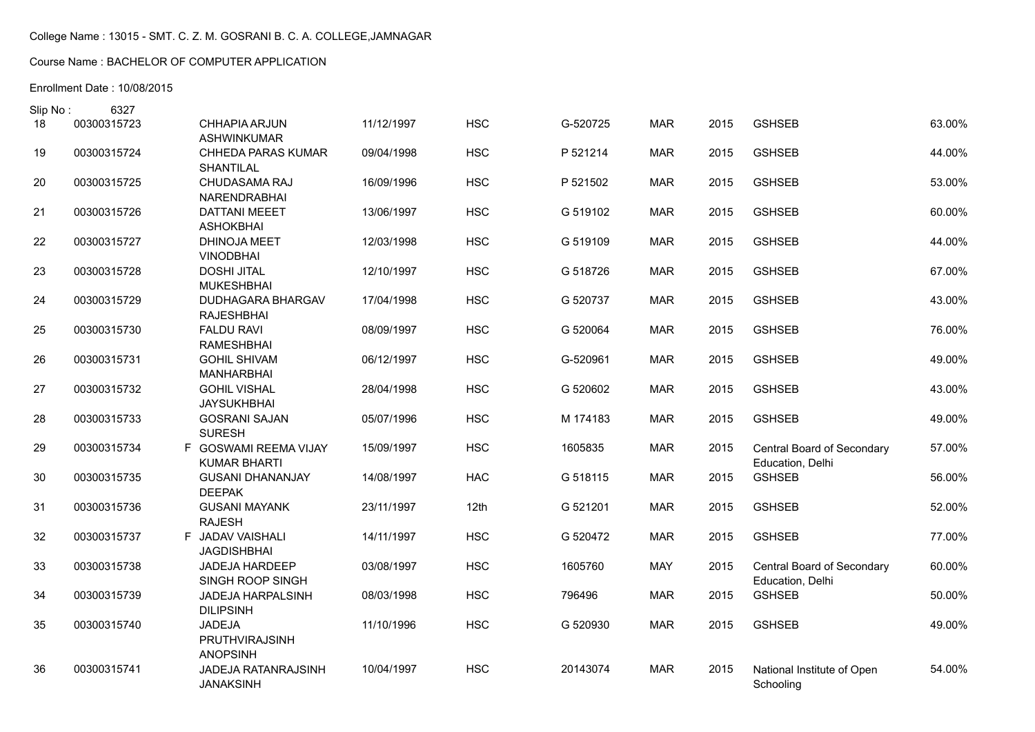College Name : 13015 - SMT. C. Z. M. GOSRANI B. C. A. COLLEGE,JAMNAGAR

Course Name : BACHELOR OF COMPUTER APPLICATION

Enrollment Date : 10/08/2015

Slip No : 6327

| | | | | | | | | | |
|---|---|---|---|---|---|---|---|---|---|
| 18 | 00300315723 | | CHHAPIA ARJUN ASHWINKUMAR | 11/12/1997 | HSC | G-520725 | MAR | 2015 | GSHSEB | 63.00% |
| 19 | 00300315724 | | CHHEDA PARAS KUMAR SHANTILAL | 09/04/1998 | HSC | P 521214 | MAR | 2015 | GSHSEB | 44.00% |
| 20 | 00300315725 | | CHUDASAMA RAJ NARENDRABHAI | 16/09/1996 | HSC | P 521502 | MAR | 2015 | GSHSEB | 53.00% |
| 21 | 00300315726 | | DATTANI MEEET ASHOKBHAI | 13/06/1997 | HSC | G 519102 | MAR | 2015 | GSHSEB | 60.00% |
| 22 | 00300315727 | | DHINOJA MEET VINODBHAI | 12/03/1998 | HSC | G 519109 | MAR | 2015 | GSHSEB | 44.00% |
| 23 | 00300315728 | | DOSHI JITAL MUKESHBHAI | 12/10/1997 | HSC | G 518726 | MAR | 2015 | GSHSEB | 67.00% |
| 24 | 00300315729 | | DUDHAGARA BHARGAV RAJESHBHAI | 17/04/1998 | HSC | G 520737 | MAR | 2015 | GSHSEB | 43.00% |
| 25 | 00300315730 | | FALDU RAVI RAMESHBHAI | 08/09/1997 | HSC | G 520064 | MAR | 2015 | GSHSEB | 76.00% |
| 26 | 00300315731 | | GOHIL SHIVAM MANHARBHAI | 06/12/1997 | HSC | G-520961 | MAR | 2015 | GSHSEB | 49.00% |
| 27 | 00300315732 | | GOHIL VISHAL JAYSUKHBHAI | 28/04/1998 | HSC | G 520602 | MAR | 2015 | GSHSEB | 43.00% |
| 28 | 00300315733 | | GOSRANI SAJAN SURESH | 05/07/1996 | HSC | M 174183 | MAR | 2015 | GSHSEB | 49.00% |
| 29 | 00300315734 | F | GOSWAMI REEMA VIJAY KUMAR BHARTI | 15/09/1997 | HSC | 1605835 | MAR | 2015 | Central Board of Secondary Education, Delhi | 57.00% |
| 30 | 00300315735 | | GUSANI DHANANJAY DEEPAK | 14/08/1997 | HAC | G 518115 | MAR | 2015 | GSHSEB | 56.00% |
| 31 | 00300315736 | | GUSANI MAYANK RAJESH | 23/11/1997 | 12th | G 521201 | MAR | 2015 | GSHSEB | 52.00% |
| 32 | 00300315737 | F | JADAV VAISHALI JAGDISHBHAI | 14/11/1997 | HSC | G 520472 | MAR | 2015 | GSHSEB | 77.00% |
| 33 | 00300315738 | | JADEJA HARDEEP SINGH ROOP SINGH | 03/08/1997 | HSC | 1605760 | MAY | 2015 | Central Board of Secondary Education, Delhi | 60.00% |
| 34 | 00300315739 | | JADEJA HARPALSINH DILIPSINH | 08/03/1998 | HSC | 796496 | MAR | 2015 | GSHSEB | 50.00% |
| 35 | 00300315740 | | JADEJA PRUTHVIRAJSINH ANOPSINH | 11/10/1996 | HSC | G 520930 | MAR | 2015 | GSHSEB | 49.00% |
| 36 | 00300315741 | | JADEJA RATANRAJSINH JANAKSINH | 10/04/1997 | HSC | 20143074 | MAR | 2015 | National Institute of Open Schooling | 54.00% |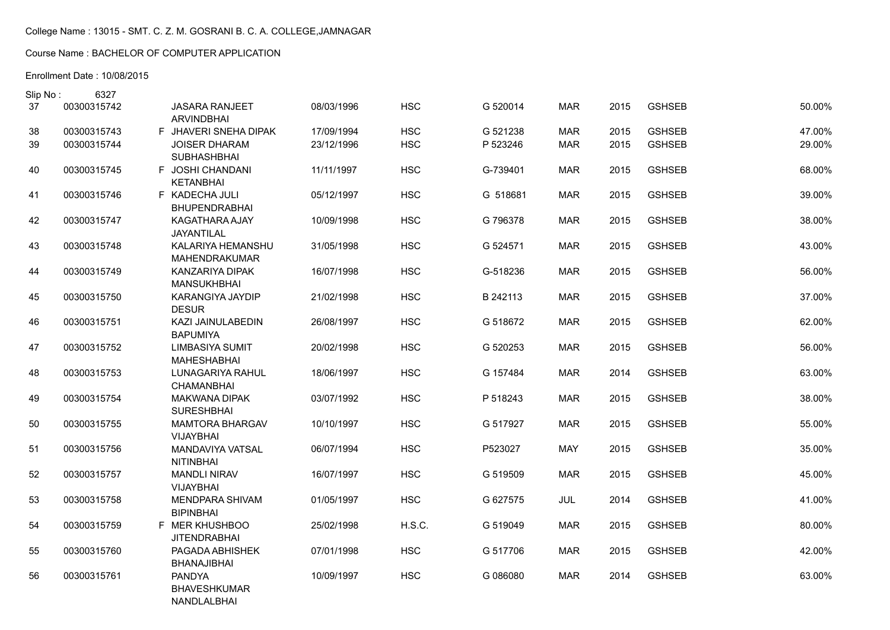College Name : 13015 - SMT. C. Z. M. GOSRANI B. C. A. COLLEGE,JAMNAGAR

Course Name : BACHELOR OF COMPUTER APPLICATION

Enrollment Date : 10/08/2015

Slip No : 6327

| | | | | | | | | | | |
|---|---|---|---|---|---|---|---|---|---|---|
| 37 | 00300315742 | | JASARA RANJEET ARVINDBHAI | 08/03/1996 | HSC | G 520014 | MAR | 2015 | GSHSEB | 50.00% |
| 38 | 00300315743 | F | JHAVERI SNEHA DIPAK | 17/09/1994 | HSC | G 521238 | MAR | 2015 | GSHSEB | 47.00% |
| 39 | 00300315744 | | JOISER DHARAM SUBHASHBHAI | 23/12/1996 | HSC | P 523246 | MAR | 2015 | GSHSEB | 29.00% |
| 40 | 00300315745 | F | JOSHI CHANDANI KETANBHAI | 11/11/1997 | HSC | G-739401 | MAR | 2015 | GSHSEB | 68.00% |
| 41 | 00300315746 | F | KADECHA JULI BHUPENDRABHAI | 05/12/1997 | HSC | G 518681 | MAR | 2015 | GSHSEB | 39.00% |
| 42 | 00300315747 | | KAGATHARA AJAY JAYANTILAL | 10/09/1998 | HSC | G 796378 | MAR | 2015 | GSHSEB | 38.00% |
| 43 | 00300315748 | | KALARIYA HEMANSHU MAHENDRAKUMAR | 31/05/1998 | HSC | G 524571 | MAR | 2015 | GSHSEB | 43.00% |
| 44 | 00300315749 | | KANZARIYA DIPAK MANSUKHBHAI | 16/07/1998 | HSC | G-518236 | MAR | 2015 | GSHSEB | 56.00% |
| 45 | 00300315750 | | KARANGIYA JAYDIP DESUR | 21/02/1998 | HSC | B 242113 | MAR | 2015 | GSHSEB | 37.00% |
| 46 | 00300315751 | | KAZI JAINULABEDIN BAPUMIYA | 26/08/1997 | HSC | G 518672 | MAR | 2015 | GSHSEB | 62.00% |
| 47 | 00300315752 | | LIMBASIYA SUMIT MAHESHABHAI | 20/02/1998 | HSC | G 520253 | MAR | 2015 | GSHSEB | 56.00% |
| 48 | 00300315753 | | LUNAGARIYA RAHUL CHAMANBHAI | 18/06/1997 | HSC | G 157484 | MAR | 2014 | GSHSEB | 63.00% |
| 49 | 00300315754 | | MAKWANA DIPAK SURESHBHAI | 03/07/1992 | HSC | P 518243 | MAR | 2015 | GSHSEB | 38.00% |
| 50 | 00300315755 | | MAMTORA BHARGAV VIJAYBHAI | 10/10/1997 | HSC | G 517927 | MAR | 2015 | GSHSEB | 55.00% |
| 51 | 00300315756 | | MANDAVIYA VATSAL NITINBHAI | 06/07/1994 | HSC | P523027 | MAY | 2015 | GSHSEB | 35.00% |
| 52 | 00300315757 | | MANDLI NIRAV VIJAYBHAI | 16/07/1997 | HSC | G 519509 | MAR | 2015 | GSHSEB | 45.00% |
| 53 | 00300315758 | | MENDPARA SHIVAM BIPINBHAI | 01/05/1997 | HSC | G 627575 | JUL | 2014 | GSHSEB | 41.00% |
| 54 | 00300315759 | F | MER KHUSHBOO JITENDRABHAI | 25/02/1998 | H.S.C. | G 519049 | MAR | 2015 | GSHSEB | 80.00% |
| 55 | 00300315760 | | PAGADA ABHISHEK BHANAJIBHAI | 07/01/1998 | HSC | G 517706 | MAR | 2015 | GSHSEB | 42.00% |
| 56 | 00300315761 | | PANDYA BHAVESHKUMAR NANDLALBHAI | 10/09/1997 | HSC | G 086080 | MAR | 2014 | GSHSEB | 63.00% |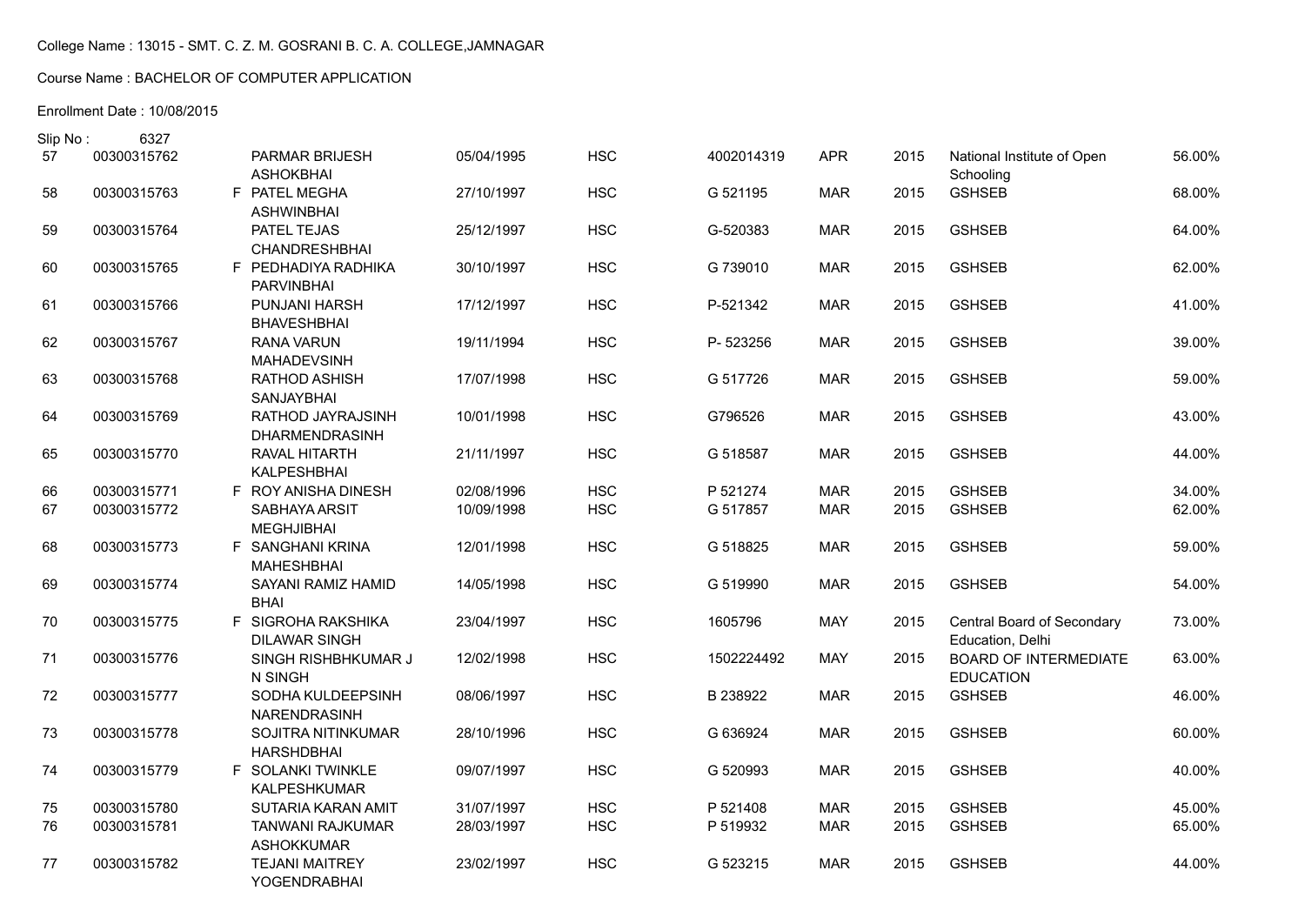College Name : 13015 - SMT. C. Z. M. GOSRANI B. C. A. COLLEGE,JAMNAGAR

Course Name : BACHELOR OF COMPUTER APPLICATION

Enrollment Date : 10/08/2015

Slip No : 6327

| | | | | | | | | | | |
|---|---|---|---|---|---|---|---|---|---|---|
| 57 | 00300315762 | | PARMAR BRIJESH ASHOKBHAI | 05/04/1995 | HSC | 4002014319 | APR | 2015 | National Institute of Open Schooling | 56.00% |
| 58 | 00300315763 | F | PATEL MEGHA ASHWINBHAI | 27/10/1997 | HSC | G 521195 | MAR | 2015 | GSHSEB | 68.00% |
| 59 | 00300315764 | | PATEL TEJAS CHANDRESHBHAI | 25/12/1997 | HSC | G-520383 | MAR | 2015 | GSHSEB | 64.00% |
| 60 | 00300315765 | F | PEDHADIYA RADHIKA PARVINBHAI | 30/10/1997 | HSC | G 739010 | MAR | 2015 | GSHSEB | 62.00% |
| 61 | 00300315766 | | PUNJANI HARSH BHAVESHBHAI | 17/12/1997 | HSC | P-521342 | MAR | 2015 | GSHSEB | 41.00% |
| 62 | 00300315767 | | RANA VARUN MAHADEVSINH | 19/11/1994 | HSC | P- 523256 | MAR | 2015 | GSHSEB | 39.00% |
| 63 | 00300315768 | | RATHOD ASHISH SANJAYBHAI | 17/07/1998 | HSC | G 517726 | MAR | 2015 | GSHSEB | 59.00% |
| 64 | 00300315769 | | RATHOD JAYRAJSINH DHARMENDRASINH | 10/01/1998 | HSC | G796526 | MAR | 2015 | GSHSEB | 43.00% |
| 65 | 00300315770 | | RAVAL HITARTH KALPESHBHAI | 21/11/1997 | HSC | G 518587 | MAR | 2015 | GSHSEB | 44.00% |
| 66 | 00300315771 | F | ROY ANISHA DINESH | 02/08/1996 | HSC | P 521274 | MAR | 2015 | GSHSEB | 34.00% |
| 67 | 00300315772 | | SABHAYA ARSIT MEGHJIBHAI | 10/09/1998 | HSC | G 517857 | MAR | 2015 | GSHSEB | 62.00% |
| 68 | 00300315773 | F | SANGHANI KRINA MAHESHBHAI | 12/01/1998 | HSC | G 518825 | MAR | 2015 | GSHSEB | 59.00% |
| 69 | 00300315774 | | SAYANI RAMIZ HAMID BHAI | 14/05/1998 | HSC | G 519990 | MAR | 2015 | GSHSEB | 54.00% |
| 70 | 00300315775 | F | SIGROHA RAKSHIKA DILAWAR SINGH | 23/04/1997 | HSC | 1605796 | MAY | 2015 | Central Board of Secondary Education, Delhi | 73.00% |
| 71 | 00300315776 | | SINGH RISHBHKUMAR J N SINGH | 12/02/1998 | HSC | 1502224492 | MAY | 2015 | BOARD OF INTERMEDIATE EDUCATION | 63.00% |
| 72 | 00300315777 | | SODHA KULDEEPSINH NARENDRASINH | 08/06/1997 | HSC | B 238922 | MAR | 2015 | GSHSEB | 46.00% |
| 73 | 00300315778 | | SOJITRA NITINKUMAR HARSHDBHAI | 28/10/1996 | HSC | G 636924 | MAR | 2015 | GSHSEB | 60.00% |
| 74 | 00300315779 | F | SOLANKI TWINKLE KALPESHKUMAR | 09/07/1997 | HSC | G 520993 | MAR | 2015 | GSHSEB | 40.00% |
| 75 | 00300315780 | | SUTARIA KARAN AMIT | 31/07/1997 | HSC | P 521408 | MAR | 2015 | GSHSEB | 45.00% |
| 76 | 00300315781 | | TANWANI RAJKUMAR ASHOKKUMAR | 28/03/1997 | HSC | P 519932 | MAR | 2015 | GSHSEB | 65.00% |
| 77 | 00300315782 | | TEJANI MAITREY YOGENDRABHAI | 23/02/1997 | HSC | G 523215 | MAR | 2015 | GSHSEB | 44.00% |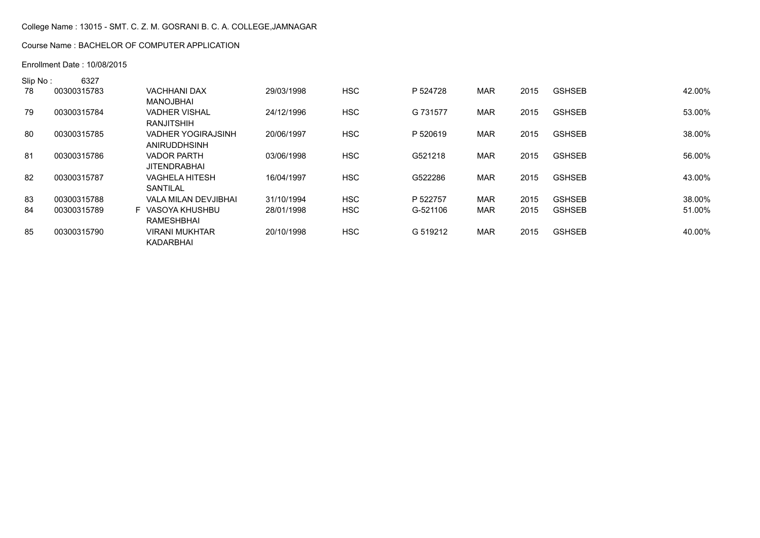College Name : 13015 - SMT. C. Z. M. GOSRANI B. C. A. COLLEGE,JAMNAGAR

Course Name : BACHELOR OF COMPUTER APPLICATION

Enrollment Date : 10/08/2015

Slip No : 6327

| | | | | | | | | | | |
|---|---|---|---|---|---|---|---|---|---|---|
| 78 | 00300315783 | | VACHHANI DAX MANOJBHAI | 29/03/1998 | HSC | P 524728 | MAR | 2015 | GSHSEB | 42.00% |
| 79 | 00300315784 | | VADHER VISHAL RANJITSHIH | 24/12/1996 | HSC | G 731577 | MAR | 2015 | GSHSEB | 53.00% |
| 80 | 00300315785 | | VADHER YOGIRAJSINH ANIRUDDHSINH | 20/06/1997 | HSC | P 520619 | MAR | 2015 | GSHSEB | 38.00% |
| 81 | 00300315786 | | VADOR PARTH JITENDRABHAI | 03/06/1998 | HSC | G521218 | MAR | 2015 | GSHSEB | 56.00% |
| 82 | 00300315787 | | VAGHELA HITESH SANTILAL | 16/04/1997 | HSC | G522286 | MAR | 2015 | GSHSEB | 43.00% |
| 83 | 00300315788 | | VALA MILAN DEVJIBHAI | 31/10/1994 | HSC | P 522757 | MAR | 2015 | GSHSEB | 38.00% |
| 84 | 00300315789 | F | VASOYA KHUSHBU RAMESHBHAI | 28/01/1998 | HSC | G-521106 | MAR | 2015 | GSHSEB | 51.00% |
| 85 | 00300315790 | | VIRANI MUKHTAR KADARBHAI | 20/10/1998 | HSC | G 519212 | MAR | 2015 | GSHSEB | 40.00% |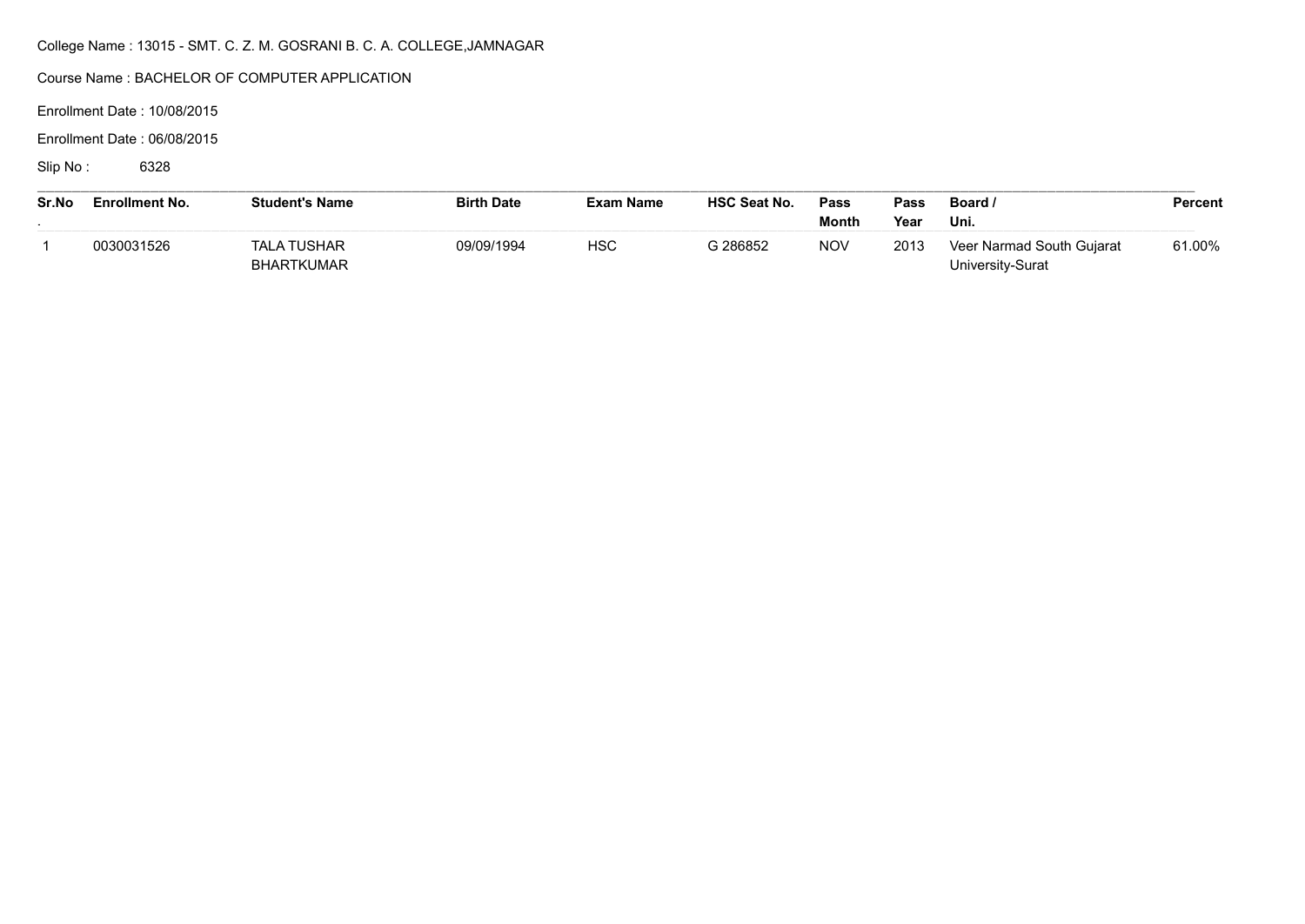College Name : 13015 - SMT. C. Z. M. GOSRANI B. C. A. COLLEGE,JAMNAGAR

Course Name : BACHELOR OF COMPUTER APPLICATION

Enrollment Date : 10/08/2015

Enrollment Date : 06/08/2015

Slip No : 6328

| Sr.No. | Enrollment No. | Student's Name | Birth Date | Exam Name | HSC Seat No. | Pass Month | Pass Year | Board / Uni. | Percent |
|---|---|---|---|---|---|---|---|---|---|
| 1 | 0030031526 | TALA TUSHAR BHARTKUMAR | 09/09/1994 | HSC | G 286852 | NOV | 2013 | Veer Narmad South Gujarat University-Surat | 61.00% |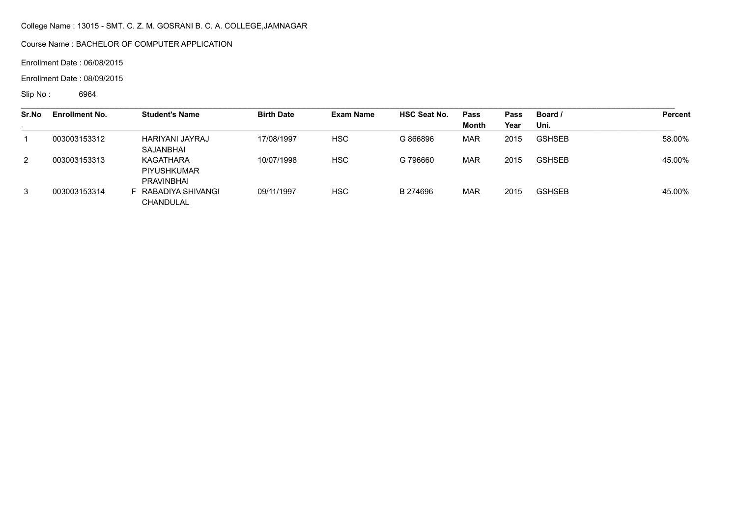College Name : 13015 - SMT. C. Z. M. GOSRANI B. C. A. COLLEGE,JAMNAGAR

Course Name : BACHELOR OF COMPUTER APPLICATION

Enrollment Date : 06/08/2015

Enrollment Date : 08/09/2015

Slip No : 6964

| Sr.No. | Enrollment No. | | Student's Name | Birth Date | Exam Name | HSC Seat No. | Pass Month | Pass Year | Board / Uni. | Percent |
|---|---|---|---|---|---|---|---|---|---|---|
| 1 | 003003153312 | | HARIYANI JAYRAJ SAJANBHAI | 17/08/1997 | HSC | G 866896 | MAR | 2015 | GSHSEB | 58.00% |
| 2 | 003003153313 | | KAGATHARA PIYUSHKUMAR PRAVINBHAI | 10/07/1998 | HSC | G 796660 | MAR | 2015 | GSHSEB | 45.00% |
| 3 | 003003153314 | F | RABADIYA SHIVANGI CHANDULAL | 09/11/1997 | HSC | B 274696 | MAR | 2015 | GSHSEB | 45.00% |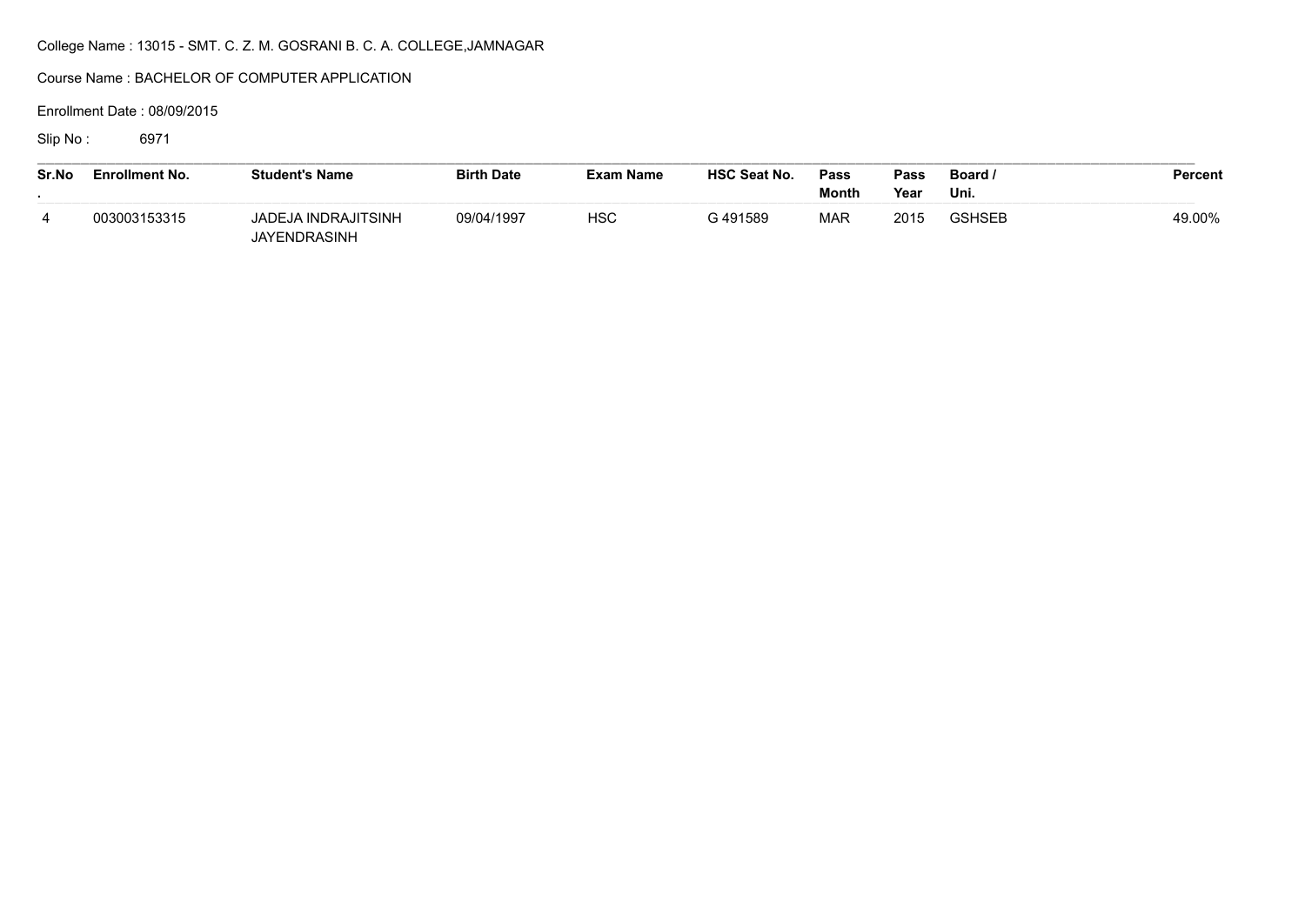College Name : 13015 - SMT. C. Z. M. GOSRANI B. C. A. COLLEGE,JAMNAGAR

Course Name : BACHELOR OF COMPUTER APPLICATION

Enrollment Date : 08/09/2015

Slip No : 6971

| Sr.No. | Enrollment No. | Student's Name | Birth Date | Exam Name | HSC Seat No. | Pass Month | Pass Year | Board / Uni. | Percent |
|---|---|---|---|---|---|---|---|---|---|
| 4 | 003003153315 | JADEJA INDRAJITSINH JAYENDRASINH | 09/04/1997 | HSC | G 491589 | MAR | 2015 | GSHSEB | 49.00% |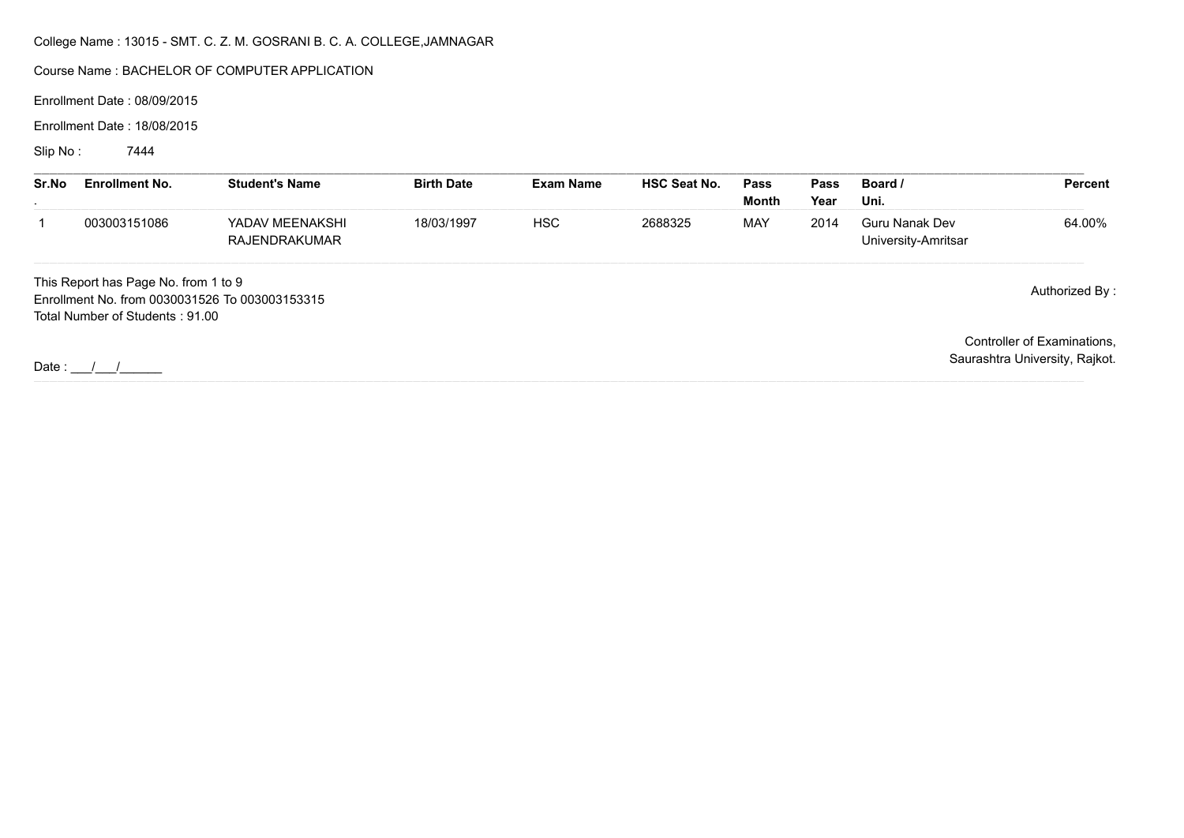College Name : 13015 - SMT. C. Z. M. GOSRANI B. C. A. COLLEGE,JAMNAGAR

Course Name : BACHELOR OF COMPUTER APPLICATION

Enrollment Date : 08/09/2015

Enrollment Date : 18/08/2015

Slip No : 7444

| Sr.No. | Enrollment No. | Student's Name | Birth Date | Exam Name | HSC Seat No. | Pass Month | Pass Year | Board / Uni. | Percent |
|---|---|---|---|---|---|---|---|---|---|
| 1 | 003003151086 | YADAV MEENAKSHI RAJENDRAKUMAR | 18/03/1997 | HSC | 2688325 | MAY | 2014 | Guru Nanak Dev University-Amritsar | 64.00% |

This Report has Page No. from 1 to 9
Enrollment No. from 0030031526 To 003003153315
Total Number of Students : 91.00

Authorized By :

Controller of Examinations,
Saurashtra University, Rajkot.

Date : ___/___/______